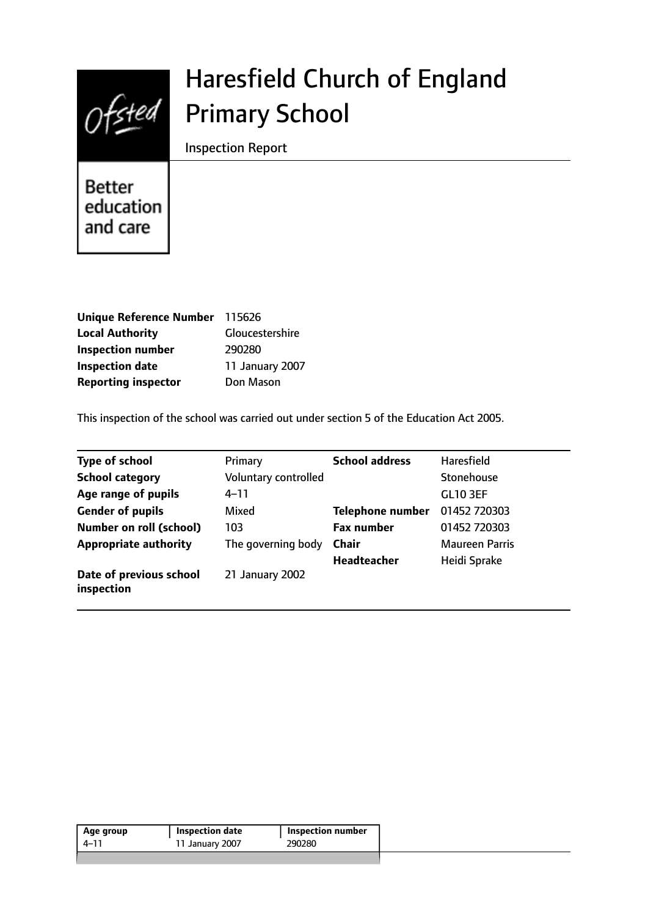# Haresfield Church of England Primary School

Inspection Report

Better education and care

| | |
|---|---|
| **Unique Reference Number** | 115626 |
| **Local Authority** | Gloucestershire |
| **Inspection number** | 290280 |
| **Inspection date** | 11 January 2007 |
| **Reporting inspector** | Don Mason |

This inspection of the school was carried out under section 5 of the Education Act 2005.

| | | | |
|---|---|---|---|
| **Type of school** | Primary | **School address** | Haresfield |
| **School category** | Voluntary controlled | | Stonehouse |
| **Age range of pupils** | 4–11 | | GL10 3EF |
| **Gender of pupils** | Mixed | **Telephone number** | 01452 720303 |
| **Number on roll (school)** | 103 | **Fax number** | 01452 720303 |
| **Appropriate authority** | The governing body | **Chair** | Maureen Parris |
| | | **Headteacher** | Heidi Sprake |
| **Date of previous school inspection** | 21 January 2002 | | |

| Age group | Inspection date | Inspection number |
|---|---|---|
| 4–11 | 11 January 2007 | 290280 |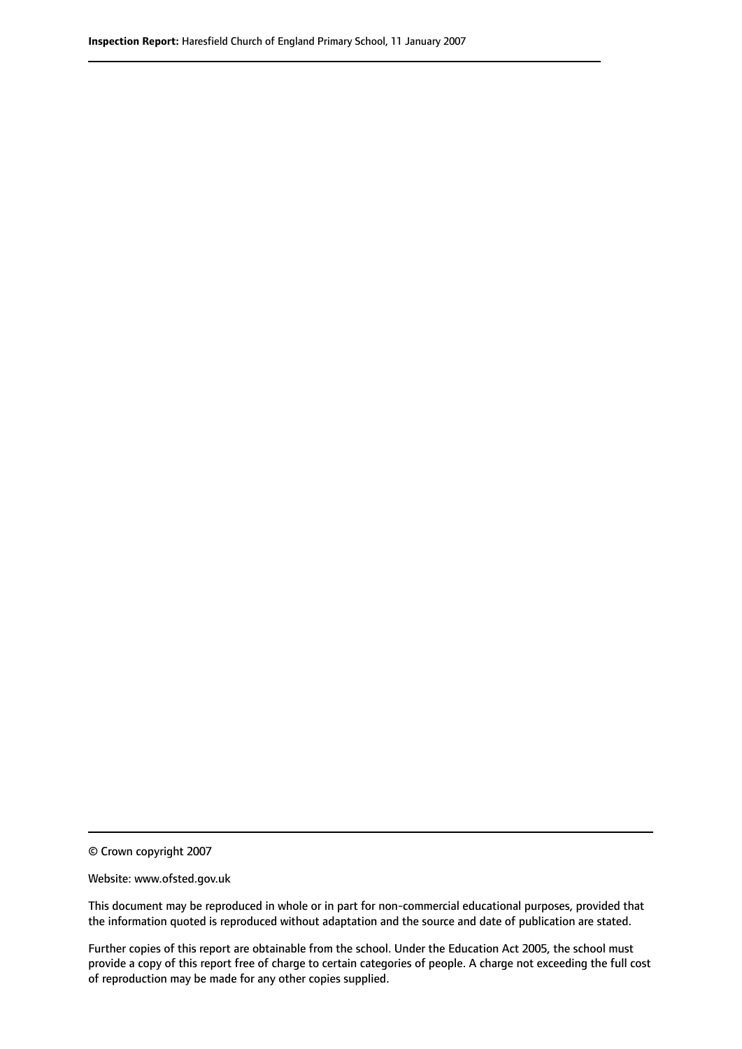© Crown copyright 2007

Website: www.ofsted.gov.uk

This document may be reproduced in whole or in part for non-commercial educational purposes, provided that the information quoted is reproduced without adaptation and the source and date of publication are stated.

Further copies of this report are obtainable from the school. Under the Education Act 2005, the school must provide a copy of this report free of charge to certain categories of people. A charge not exceeding the full cost of reproduction may be made for any other copies supplied.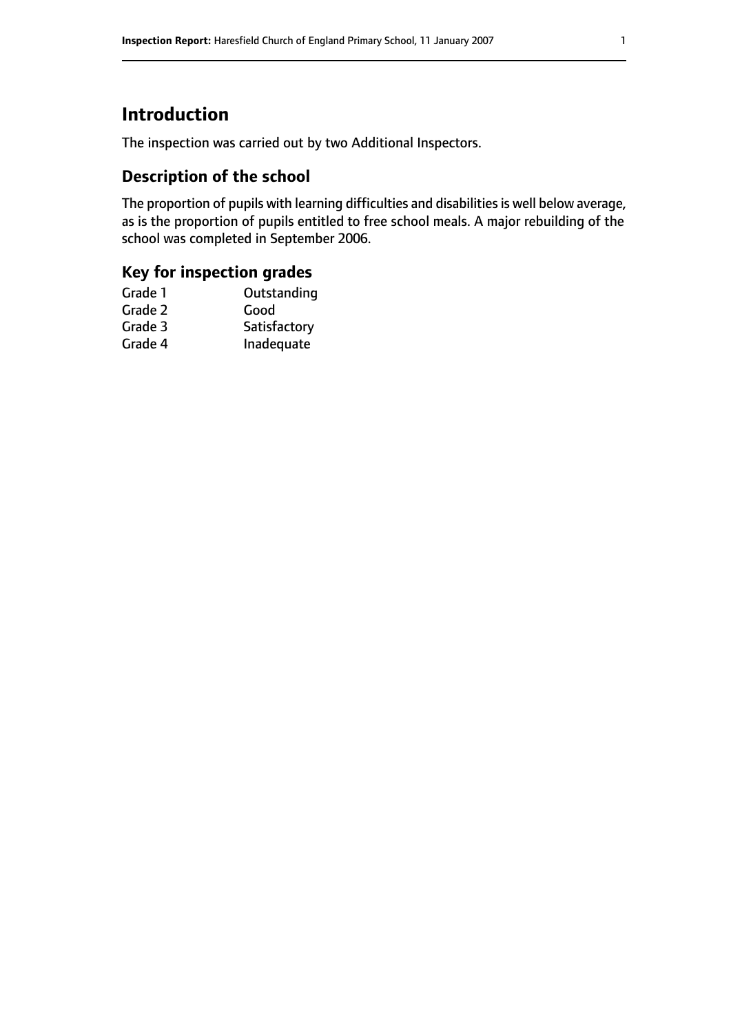# Introduction

The inspection was carried out by two Additional Inspectors.

## Description of the school

The proportion of pupils with learning difficulties and disabilities is well below average, as is the proportion of pupils entitled to free school meals. A major rebuilding of the school was completed in September 2006.

## Key for inspection grades

| | |
|---|---|
| Grade 1 | Outstanding |
| Grade 2 | Good |
| Grade 3 | Satisfactory |
| Grade 4 | Inadequate |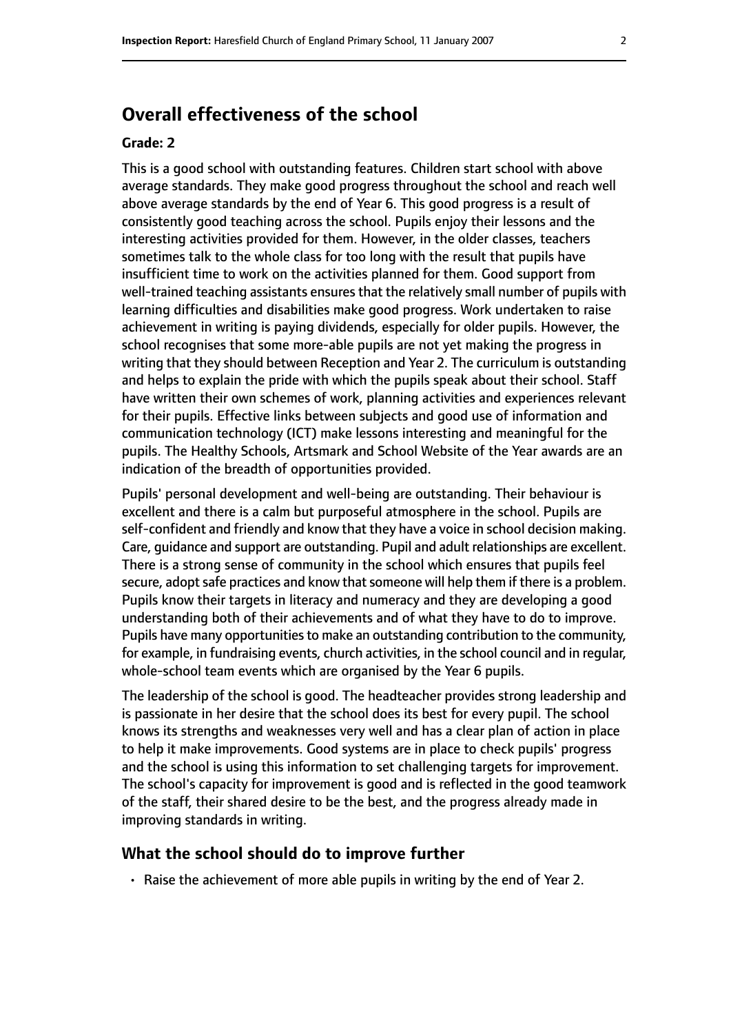## Overall effectiveness of the school

### Grade: 2

This is a good school with outstanding features. Children start school with above average standards. They make good progress throughout the school and reach well above average standards by the end of Year 6. This good progress is a result of consistently good teaching across the school. Pupils enjoy their lessons and the interesting activities provided for them. However, in the older classes, teachers sometimes talk to the whole class for too long with the result that pupils have insufficient time to work on the activities planned for them. Good support from well-trained teaching assistants ensures that the relatively small number of pupils with learning difficulties and disabilities make good progress. Work undertaken to raise achievement in writing is paying dividends, especially for older pupils. However, the school recognises that some more-able pupils are not yet making the progress in writing that they should between Reception and Year 2. The curriculum is outstanding and helps to explain the pride with which the pupils speak about their school. Staff have written their own schemes of work, planning activities and experiences relevant for their pupils. Effective links between subjects and good use of information and communication technology (ICT) make lessons interesting and meaningful for the pupils. The Healthy Schools, Artsmark and School Website of the Year awards are an indication of the breadth of opportunities provided.

Pupils' personal development and well-being are outstanding. Their behaviour is excellent and there is a calm but purposeful atmosphere in the school. Pupils are self-confident and friendly and know that they have a voice in school decision making. Care, guidance and support are outstanding. Pupil and adult relationships are excellent. There is a strong sense of community in the school which ensures that pupils feel secure, adopt safe practices and know that someone will help them if there is a problem. Pupils know their targets in literacy and numeracy and they are developing a good understanding both of their achievements and of what they have to do to improve. Pupils have many opportunities to make an outstanding contribution to the community, for example, in fundraising events, church activities, in the school council and in regular, whole-school team events which are organised by the Year 6 pupils.

The leadership of the school is good. The headteacher provides strong leadership and is passionate in her desire that the school does its best for every pupil. The school knows its strengths and weaknesses very well and has a clear plan of action in place to help it make improvements. Good systems are in place to check pupils' progress and the school is using this information to set challenging targets for improvement. The school's capacity for improvement is good and is reflected in the good teamwork of the staff, their shared desire to be the best, and the progress already made in improving standards in writing.

## What the school should do to improve further

- Raise the achievement of more able pupils in writing by the end of Year 2.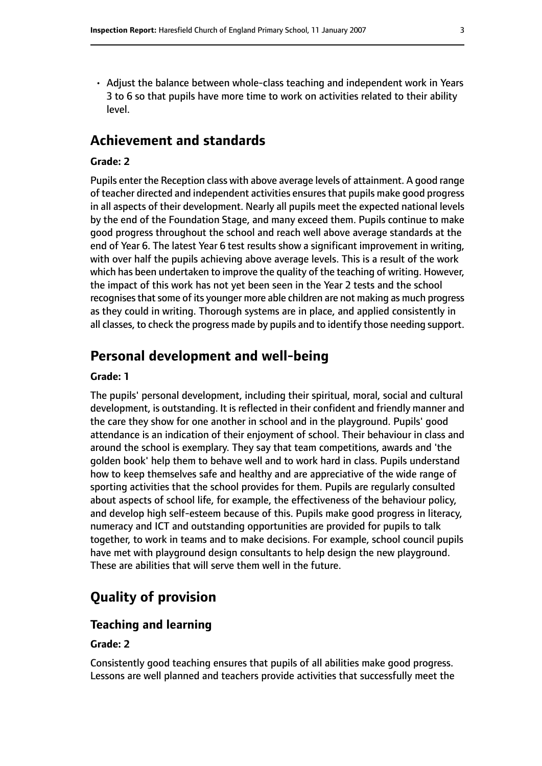- Adjust the balance between whole-class teaching and independent work in Years 3 to 6 so that pupils have more time to work on activities related to their ability level.

## Achievement and standards

**Grade: 2**

Pupils enter the Reception class with above average levels of attainment. A good range of teacher directed and independent activities ensures that pupils make good progress in all aspects of their development. Nearly all pupils meet the expected national levels by the end of the Foundation Stage, and many exceed them. Pupils continue to make good progress throughout the school and reach well above average standards at the end of Year 6. The latest Year 6 test results show a significant improvement in writing, with over half the pupils achieving above average levels. This is a result of the work which has been undertaken to improve the quality of the teaching of writing. However, the impact of this work has not yet been seen in the Year 2 tests and the school recognises that some of its younger more able children are not making as much progress as they could in writing. Thorough systems are in place, and applied consistently in all classes, to check the progress made by pupils and to identify those needing support.

## Personal development and well-being

**Grade: 1**

The pupils' personal development, including their spiritual, moral, social and cultural development, is outstanding. It is reflected in their confident and friendly manner and the care they show for one another in school and in the playground. Pupils' good attendance is an indication of their enjoyment of school. Their behaviour in class and around the school is exemplary. They say that team competitions, awards and 'the golden book' help them to behave well and to work hard in class. Pupils understand how to keep themselves safe and healthy and are appreciative of the wide range of sporting activities that the school provides for them. Pupils are regularly consulted about aspects of school life, for example, the effectiveness of the behaviour policy, and develop high self-esteem because of this. Pupils make good progress in literacy, numeracy and ICT and outstanding opportunities are provided for pupils to talk together, to work in teams and to make decisions. For example, school council pupils have met with playground design consultants to help design the new playground. These are abilities that will serve them well in the future.

## Quality of provision

### Teaching and learning

**Grade: 2**

Consistently good teaching ensures that pupils of all abilities make good progress. Lessons are well planned and teachers provide activities that successfully meet the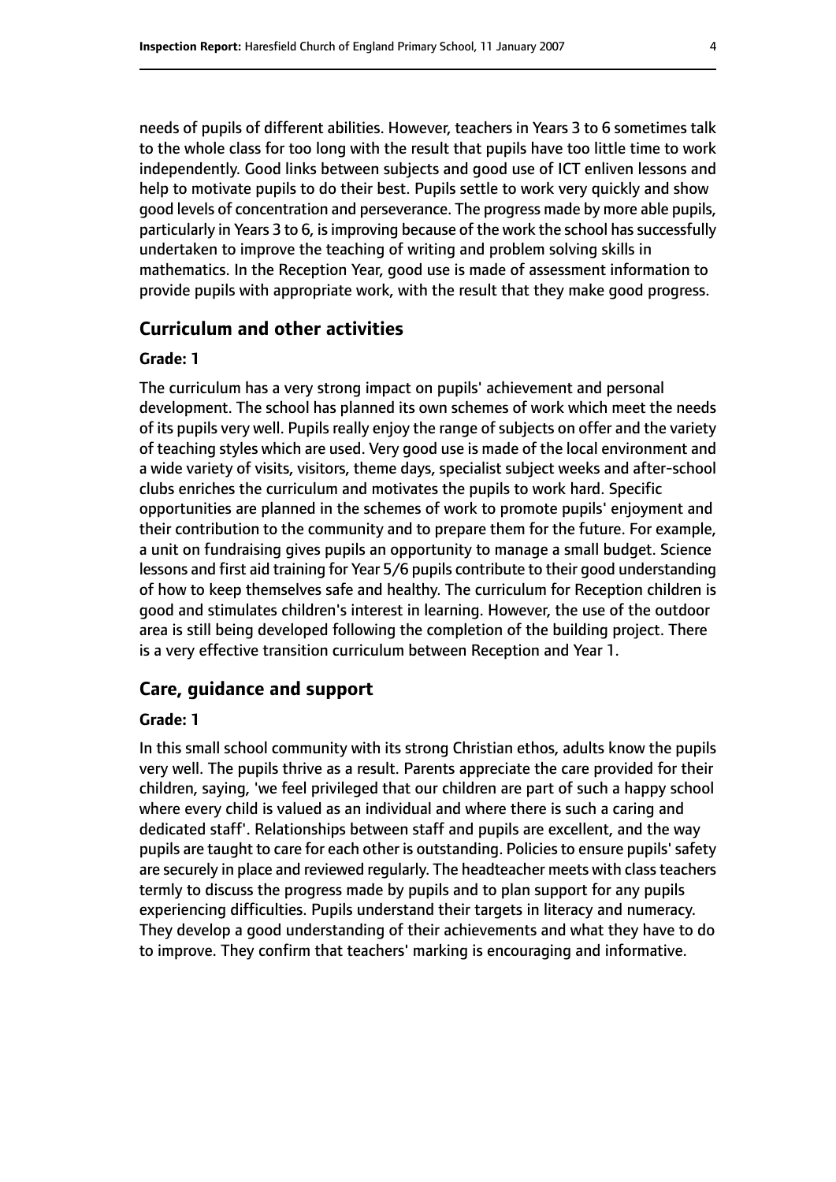needs of pupils of different abilities. However, teachers in Years 3 to 6 sometimes talk to the whole class for too long with the result that pupils have too little time to work independently. Good links between subjects and good use of ICT enliven lessons and help to motivate pupils to do their best. Pupils settle to work very quickly and show good levels of concentration and perseverance. The progress made by more able pupils, particularly in Years 3 to 6, is improving because of the work the school has successfully undertaken to improve the teaching of writing and problem solving skills in mathematics. In the Reception Year, good use is made of assessment information to provide pupils with appropriate work, with the result that they make good progress.

## Curriculum and other activities

#### Grade: 1

The curriculum has a very strong impact on pupils' achievement and personal development. The school has planned its own schemes of work which meet the needs of its pupils very well. Pupils really enjoy the range of subjects on offer and the variety of teaching styles which are used. Very good use is made of the local environment and a wide variety of visits, visitors, theme days, specialist subject weeks and after-school clubs enriches the curriculum and motivates the pupils to work hard. Specific opportunities are planned in the schemes of work to promote pupils' enjoyment and their contribution to the community and to prepare them for the future. For example, a unit on fundraising gives pupils an opportunity to manage a small budget. Science lessons and first aid training for Year 5/6 pupils contribute to their good understanding of how to keep themselves safe and healthy. The curriculum for Reception children is good and stimulates children's interest in learning. However, the use of the outdoor area is still being developed following the completion of the building project. There is a very effective transition curriculum between Reception and Year 1.

## Care, guidance and support

#### Grade: 1

In this small school community with its strong Christian ethos, adults know the pupils very well. The pupils thrive as a result. Parents appreciate the care provided for their children, saying, 'we feel privileged that our children are part of such a happy school where every child is valued as an individual and where there is such a caring and dedicated staff'. Relationships between staff and pupils are excellent, and the way pupils are taught to care for each other is outstanding. Policies to ensure pupils' safety are securely in place and reviewed regularly. The headteacher meets with class teachers termly to discuss the progress made by pupils and to plan support for any pupils experiencing difficulties. Pupils understand their targets in literacy and numeracy. They develop a good understanding of their achievements and what they have to do to improve. They confirm that teachers' marking is encouraging and informative.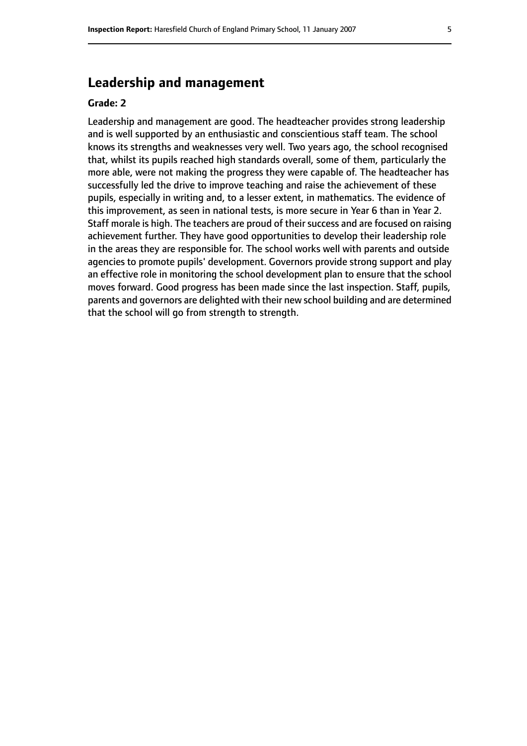## Leadership and management

**Grade: 2**

Leadership and management are good. The headteacher provides strong leadership and is well supported by an enthusiastic and conscientious staff team. The school knows its strengths and weaknesses very well. Two years ago, the school recognised that, whilst its pupils reached high standards overall, some of them, particularly the more able, were not making the progress they were capable of. The headteacher has successfully led the drive to improve teaching and raise the achievement of these pupils, especially in writing and, to a lesser extent, in mathematics. The evidence of this improvement, as seen in national tests, is more secure in Year 6 than in Year 2. Staff morale is high. The teachers are proud of their success and are focused on raising achievement further. They have good opportunities to develop their leadership role in the areas they are responsible for. The school works well with parents and outside agencies to promote pupils' development. Governors provide strong support and play an effective role in monitoring the school development plan to ensure that the school moves forward. Good progress has been made since the last inspection. Staff, pupils, parents and governors are delighted with their new school building and are determined that the school will go from strength to strength.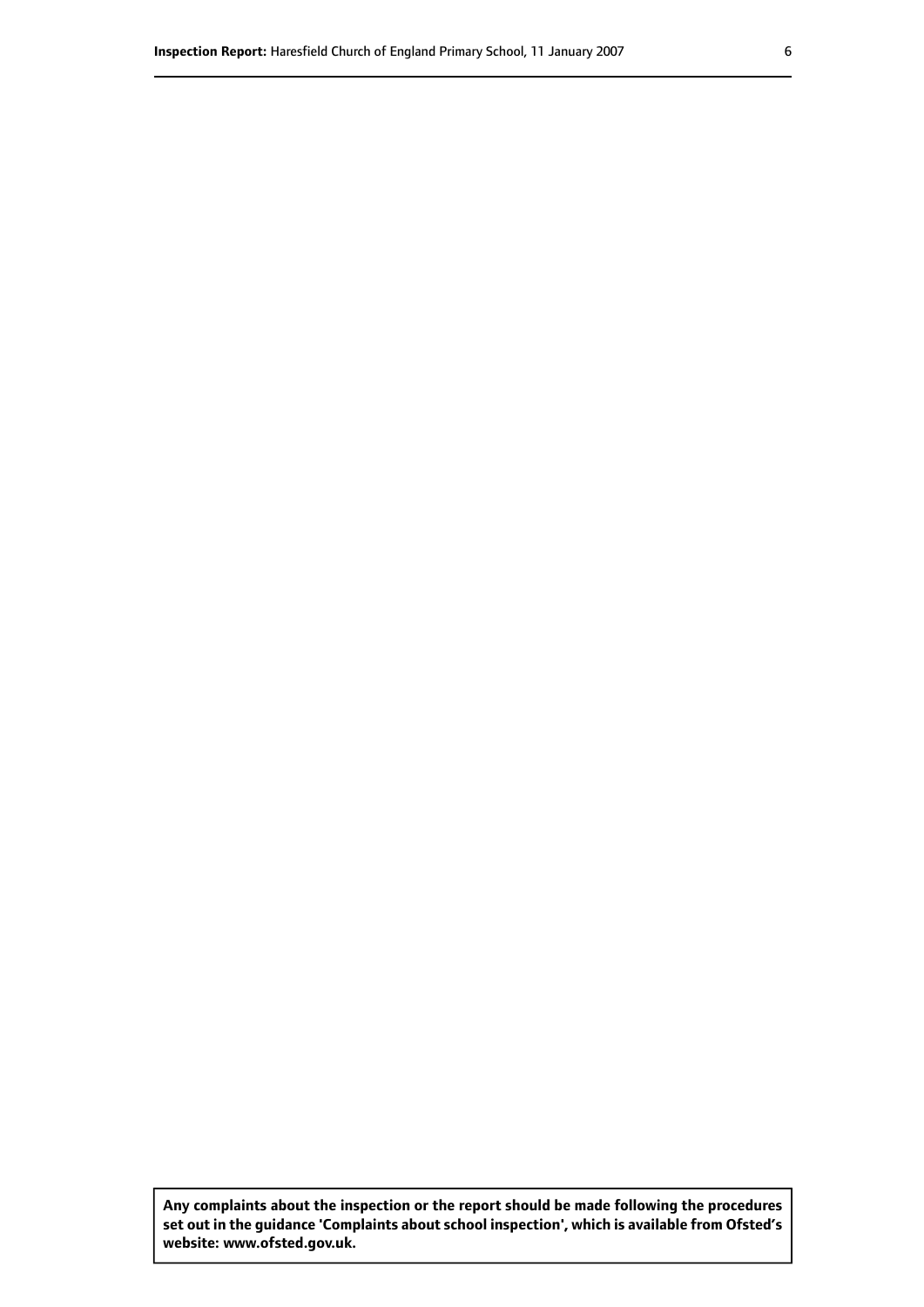**Any complaints about the inspection or the report should be made following the procedures set out in the guidance 'Complaints about school inspection', which is available from Ofsted's website: www.ofsted.gov.uk.**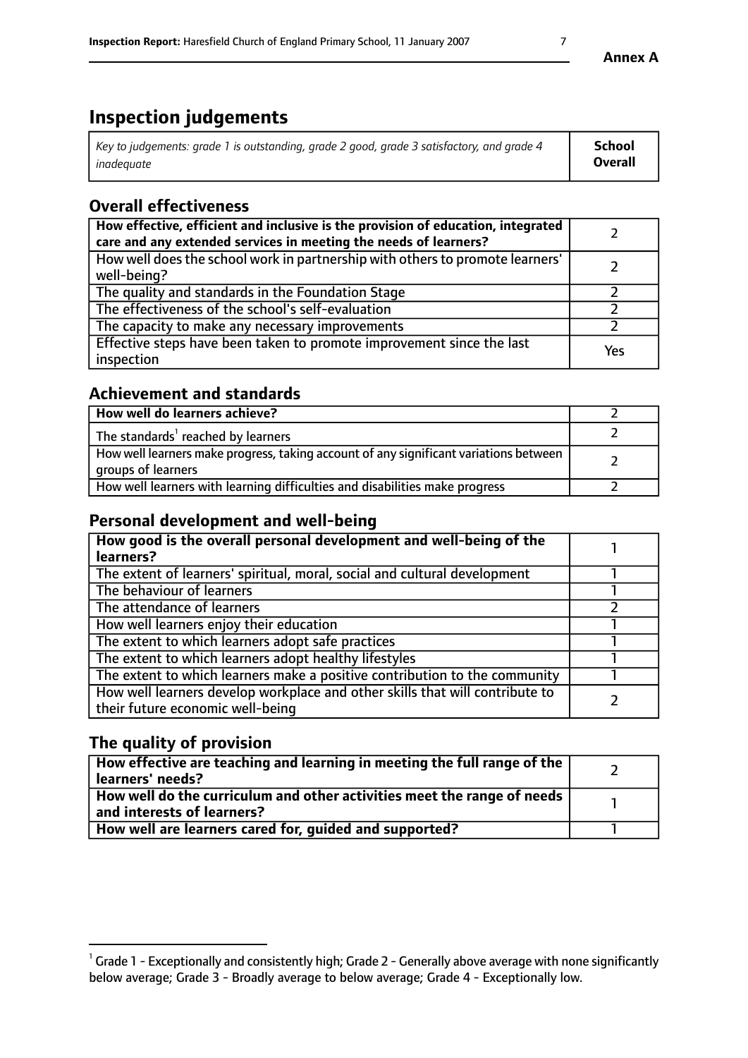# Inspection judgements

| *Key to judgements: grade 1 is outstanding, grade 2 good, grade 3 satisfactory, and grade 4 inadequate* | **School Overall** |
|---|---|

## Overall effectiveness

| | |
|---|---|
| **How effective, efficient and inclusive is the provision of education, integrated care and any extended services in meeting the needs of learners?** | 2 |
| How well does the school work in partnership with others to promote learners' well-being? | 2 |
| The quality and standards in the Foundation Stage | 2 |
| The effectiveness of the school's self-evaluation | 2 |
| The capacity to make any necessary improvements | 2 |
| Effective steps have been taken to promote improvement since the last inspection | Yes |

## Achievement and standards

| | |
|---|---|
| **How well do learners achieve?** | 2 |
| The standards[1] reached by learners | 2 |
| How well learners make progress, taking account of any significant variations between groups of learners | 2 |
| How well learners with learning difficulties and disabilities make progress | 2 |

## Personal development and well-being

| | |
|---|---|
| **How good is the overall personal development and well-being of the learners?** | 1 |
| The extent of learners' spiritual, moral, social and cultural development | 1 |
| The behaviour of learners | 1 |
| The attendance of learners | 2 |
| How well learners enjoy their education | 1 |
| The extent to which learners adopt safe practices | 1 |
| The extent to which learners adopt healthy lifestyles | 1 |
| The extent to which learners make a positive contribution to the community | 1 |
| How well learners develop workplace and other skills that will contribute to their future economic well-being | 2 |

## The quality of provision

| | |
|---|---|
| **How effective are teaching and learning in meeting the full range of the learners' needs?** | 2 |
| **How well do the curriculum and other activities meet the range of needs and interests of learners?** | 1 |
| **How well are learners cared for, guided and supported?** | 1 |

[1] Grade 1 - Exceptionally and consistently high; Grade 2 - Generally above average with none significantly below average; Grade 3 - Broadly average to below average; Grade 4 - Exceptionally low.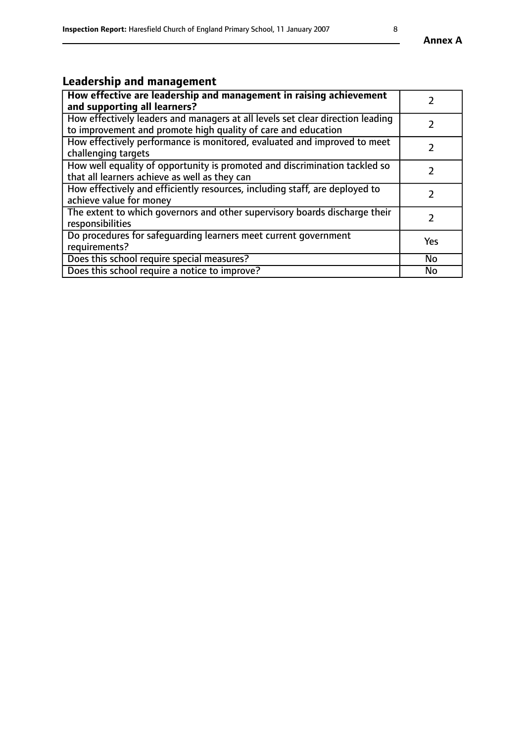## Leadership and management

| **How effective are leadership and management in raising achievement and supporting all learners?** | 2 |
|---|---|
| How effectively leaders and managers at all levels set clear direction leading to improvement and promote high quality of care and education | 2 |
| How effectively performance is monitored, evaluated and improved to meet challenging targets | 2 |
| How well equality of opportunity is promoted and discrimination tackled so that all learners achieve as well as they can | 2 |
| How effectively and efficiently resources, including staff, are deployed to achieve value for money | 2 |
| The extent to which governors and other supervisory boards discharge their responsibilities | 2 |
| Do procedures for safeguarding learners meet current government requirements? | Yes |
| Does this school require special measures? | No |
| Does this school require a notice to improve? | No |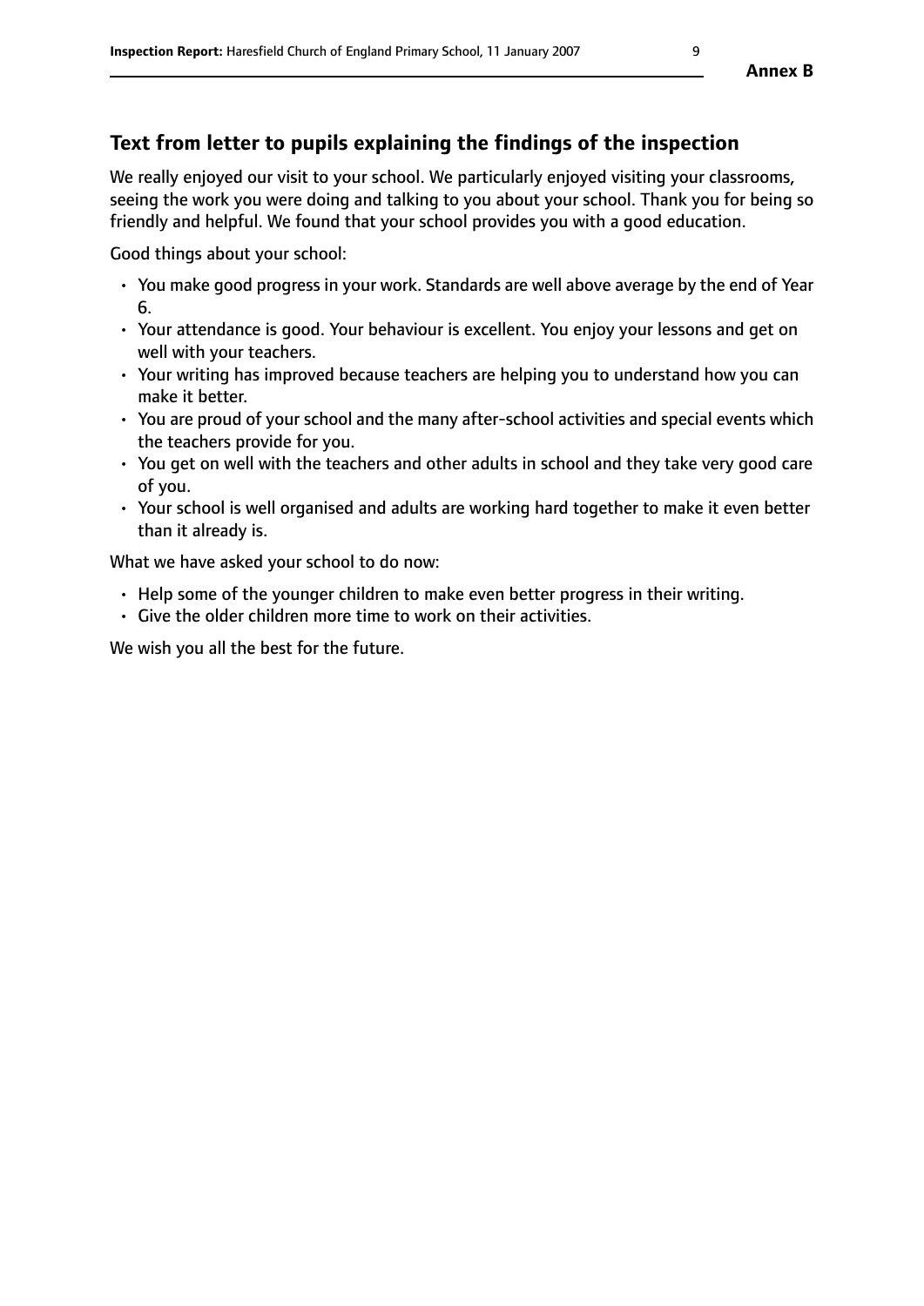## Text from letter to pupils explaining the findings of the inspection

We really enjoyed our visit to your school. We particularly enjoyed visiting your classrooms, seeing the work you were doing and talking to you about your school. Thank you for being so friendly and helpful. We found that your school provides you with a good education.

Good things about your school:

- You make good progress in your work. Standards are well above average by the end of Year 6.
- Your attendance is good. Your behaviour is excellent. You enjoy your lessons and get on well with your teachers.
- Your writing has improved because teachers are helping you to understand how you can make it better.
- You are proud of your school and the many after-school activities and special events which the teachers provide for you.
- You get on well with the teachers and other adults in school and they take very good care of you.
- Your school is well organised and adults are working hard together to make it even better than it already is.

What we have asked your school to do now:

- Help some of the younger children to make even better progress in their writing.
- Give the older children more time to work on their activities.

We wish you all the best for the future.